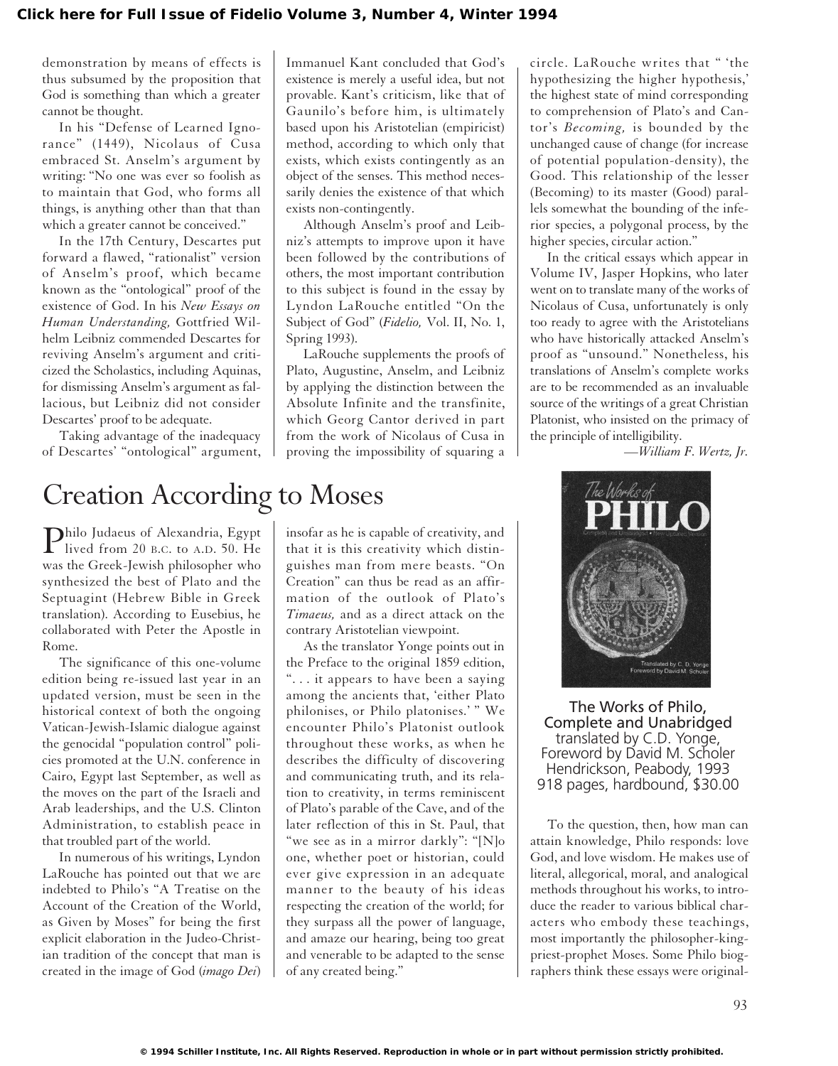demonstration by means of effects is thus subsumed by the proposition that God is something than which a greater cannot be thought.

In his "Defense of Learned Ignorance" (1449), Nicolaus of Cusa embraced St. Anselm's argument by writing: "No one was ever so foolish as to maintain that God, who forms all things, is anything other than that than which a greater cannot be conceived."

In the 17th Century, Descartes put forward a flawed, "rationalist" version of Anselm's proof, which became known as the "ontological" proof of the existence of God. In his *New Essays on Human Understanding,* Gottfried Wilhelm Leibniz commended Descartes for reviving Anselm's argument and criticized the Scholastics, including Aquinas, for dismissing Anselm's argument as fallacious, but Leibniz did not consider Descartes' proof to be adequate.

Taking advantage of the inadequacy of Descartes' "ontological" argument, Immanuel Kant concluded that God's existence is merely a useful idea, but not provable. Kant's criticism, like that of Gaunilo's before him, is ultimately based upon his Aristotelian (empiricist) method, according to which only that exists, which exists contingently as an object of the senses. This method necessarily denies the existence of that which exists non-contingently.

Although Anselm's proof and Leibniz's attempts to improve upon it have been followed by the contributions of others, the most important contribution to this subject is found in the essay by Lyndon LaRouche entitled "On the Subject of God" (*Fidelio,* Vol. II, No. 1, Spring 1993).

LaRouche supplements the proofs of Plato, Augustine, Anselm, and Leibniz by applying the distinction between the Absolute Infinite and the transfinite, which Georg Cantor derived in part from the work of Nicolaus of Cusa in proving the impossibility of squaring a circle. LaRouche writes that " 'the hypothesizing the higher hypothesis,' the highest state of mind corresponding to comprehension of Plato's and Cantor's *Becoming,* is bounded by the unchanged cause of change (for increase of potential population-density), the Good. This relationship of the lesser (Becoming) to its master (Good) parallels somewhat the bounding of the inferior species, a polygonal process, by the higher species, circular action."

In the critical essays which appear in Volume IV, Jasper Hopkins, who later went on to translate many of the works of Nicolaus of Cusa, unfortunately is only too ready to agree with the Aristotelians who have historically attacked Anselm's proof as "unsound." Nonetheless, his translations of Anselm's complete works are to be recommended as an invaluable source of the writings of a great Christian Platonist, who insisted on the primacy of the principle of intelligibility.

—*William F. Wertz, Jr.*

# Creation According to Moses

**The Works of Philo, Complete and Unabridged**
translated by C.D. Yonge,
Foreword by David M. Scholer
Hendrickson, Peabody, 1993
918 pages, hardbound, $30.00

Philo Judaeus of Alexandria, Egypt lived from 20 B.C. to A.D. 50. He was the Greek-Jewish philosopher who synthesized the best of Plato and the Septuagint (Hebrew Bible in Greek translation). According to Eusebius, he collaborated with Peter the Apostle in Rome.

The significance of this one-volume edition being re-issued last year in an updated version, must be seen in the historical context of both the ongoing Vatican-Jewish-Islamic dialogue against the genocidal "population control" policies promoted at the U.N. conference in Cairo, Egypt last September, as well as the moves on the part of the Israeli and Arab leaderships, and the U.S. Clinton Administration, to establish peace in that troubled part of the world.

In numerous of his writings, Lyndon LaRouche has pointed out that we are indebted to Philo's "A Treatise on the Account of the Creation of the World, as Given by Moses" for being the first explicit elaboration in the Judeo-Christian tradition of the concept that man is created in the image of God (*imago Dei*) insofar as he is capable of creativity, and that it is this creativity which distinguishes man from mere beasts. "On Creation" can thus be read as an affirmation of the outlook of Plato's *Timaeus,* and as a direct attack on the contrary Aristotelian viewpoint.

As the translator Yonge points out in the Preface to the original 1859 edition, ". . . it appears to have been a saying among the ancients that, 'either Plato philonises, or Philo platonises.' " We encounter Philo's Platonist outlook throughout these works, as when he describes the difficulty of discovering and communicating truth, and its relation to creativity, in terms reminiscent of Plato's parable of the Cave, and of the later reflection of this in St. Paul, that "we see as in a mirror darkly": "[N]o one, whether poet or historian, could ever give expression in an adequate manner to the beauty of his ideas respecting the creation of the world; for they surpass all the power of language, and amaze our hearing, being too great and venerable to be adapted to the sense of any created being."

To the question, then, how man can attain knowledge, Philo responds: love God, and love wisdom. He makes use of literal, allegorical, moral, and analogical methods throughout his works, to introduce the reader to various biblical characters who embody these teachings, most importantly the philosopher-king-priest-prophet Moses. Some Philo biographers think these essays were original-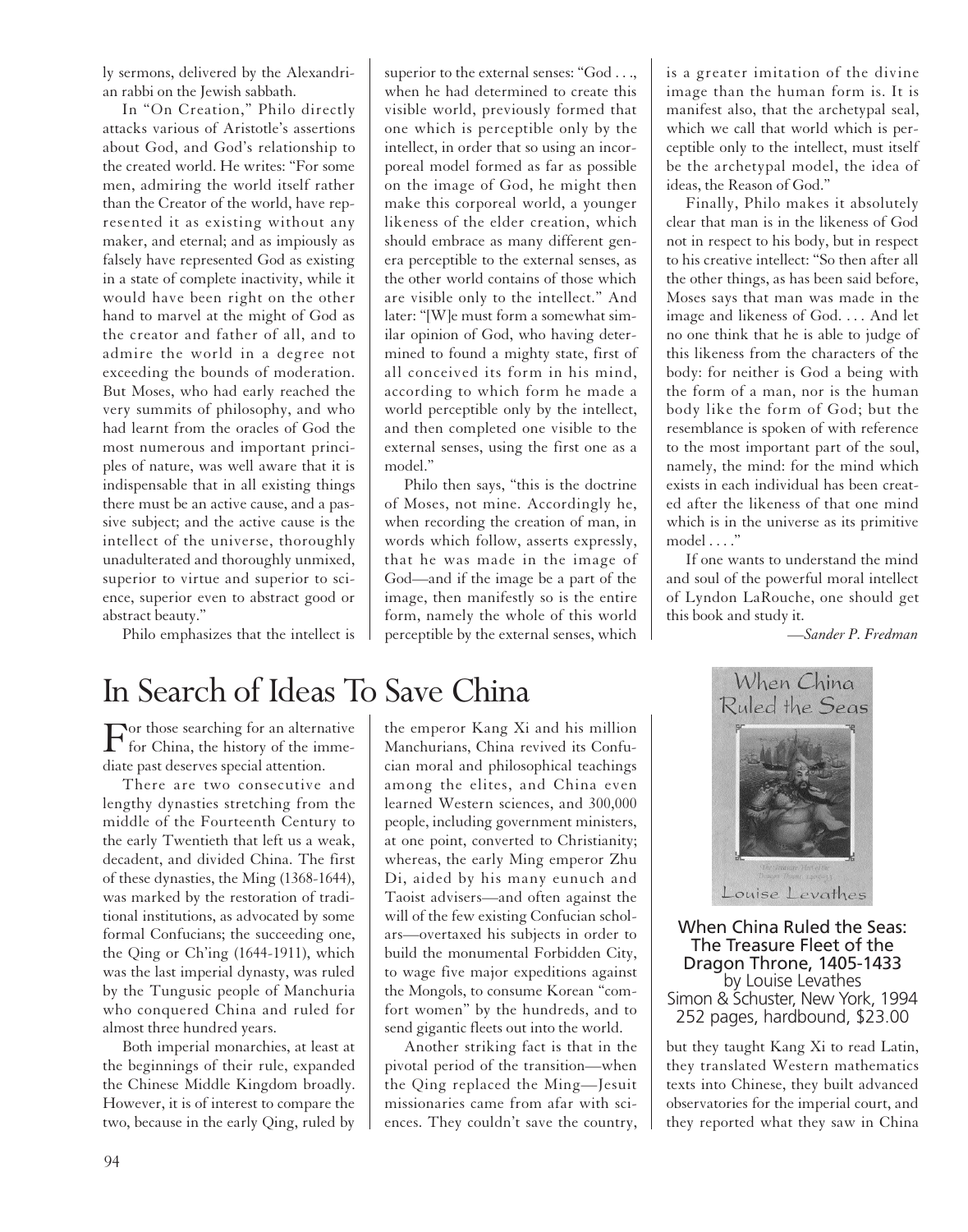ly sermons, delivered by the Alexandrian rabbi on the Jewish sabbath.

In "On Creation," Philo directly attacks various of Aristotle's assertions about God, and God's relationship to the created world. He writes: "For some men, admiring the world itself rather than the Creator of the world, have represented it as existing without any maker, and eternal; and as impiously as falsely have represented God as existing in a state of complete inactivity, while it would have been right on the other hand to marvel at the might of God as the creator and father of all, and to admire the world in a degree not exceeding the bounds of moderation. But Moses, who had early reached the very summits of philosophy, and who had learnt from the oracles of God the most numerous and important principles of nature, was well aware that it is indispensable that in all existing things there must be an active cause, and a passive subject; and the active cause is the intellect of the universe, thoroughly unadulterated and thoroughly unmixed, superior to virtue and superior to science, superior even to abstract good or abstract beauty."

Philo emphasizes that the intellect is superior to the external senses: "God . . ., when he had determined to create this visible world, previously formed that one which is perceptible only by the intellect, in order that so using an incorporeal model formed as far as possible on the image of God, he might then make this corporeal world, a younger likeness of the elder creation, which should embrace as many different genera perceptible to the external senses, as the other world contains of those which are visible only to the intellect." And later: "[W]e must form a somewhat similar opinion of God, who having determined to found a mighty state, first of all conceived its form in his mind, according to which form he made a world perceptible only by the intellect, and then completed one visible to the external senses, using the first one as a model."

Philo then says, "this is the doctrine of Moses, not mine. Accordingly he, when recording the creation of man, in words which follow, asserts expressly, that he was made in the image of God—and if the image be a part of the image, then manifestly so is the entire form, namely the whole of this world perceptible by the external senses, which is a greater imitation of the divine image than the human form is. It is manifest also, that the archetypal seal, which we call that world which is perceptible only to the intellect, must itself be the archetypal model, the idea of ideas, the Reason of God."

Finally, Philo makes it absolutely clear that man is in the likeness of God not in respect to his body, but in respect to his creative intellect: "So then after all the other things, as has been said before, Moses says that man was made in the image and likeness of God. . . . And let no one think that he is able to judge of this likeness from the characters of the body: for neither is God a being with the form of a man, nor is the human body like the form of God; but the resemblance is spoken of with reference to the most important part of the soul, namely, the mind: for the mind which exists in each individual has been created after the likeness of that one mind which is in the universe as its primitive model . . . ."

If one wants to understand the mind and soul of the powerful moral intellect of Lyndon LaRouche, one should get this book and study it.

—*Sander P. Fredman*

# In Search of Ideas To Save China

**When China Ruled the Seas: The Treasure Fleet of the Dragon Throne, 1405-1433**
by Louise Levathes
Simon & Schuster, New York, 1994
252 pages, hardbound, $23.00

For those searching for an alternative for China, the history of the immediate past deserves special attention.

There are two consecutive and lengthy dynasties stretching from the middle of the Fourteenth Century to the early Twentieth that left us a weak, decadent, and divided China. The first of these dynasties, the Ming (1368-1644), was marked by the restoration of traditional institutions, as advocated by some formal Confucians; the succeeding one, the Qing or Ch'ing (1644-1911), which was the last imperial dynasty, was ruled by the Tungusic people of Manchuria who conquered China and ruled for almost three hundred years.

Both imperial monarchies, at least at the beginnings of their rule, expanded the Chinese Middle Kingdom broadly. However, it is of interest to compare the two, because in the early Qing, ruled by the emperor Kang Xi and his million Manchurians, China revived its Confucian moral and philosophical teachings among the elites, and China even learned Western sciences, and 300,000 people, including government ministers, at one point, converted to Christianity; whereas, the early Ming emperor Zhu Di, aided by his many eunuch and Taoist advisers—and often against the will of the few existing Confucian scholars—overtaxed his subjects in order to build the monumental Forbidden City, to wage five major expeditions against the Mongols, to consume Korean "comfort women" by the hundreds, and to send gigantic fleets out into the world.

Another striking fact is that in the pivotal period of the transition—when the Qing replaced the Ming—Jesuit missionaries came from afar with sciences. They couldn't save the country, but they taught Kang Xi to read Latin, they translated Western mathematics texts into Chinese, they built advanced observatories for the imperial court, and they reported what they saw in China